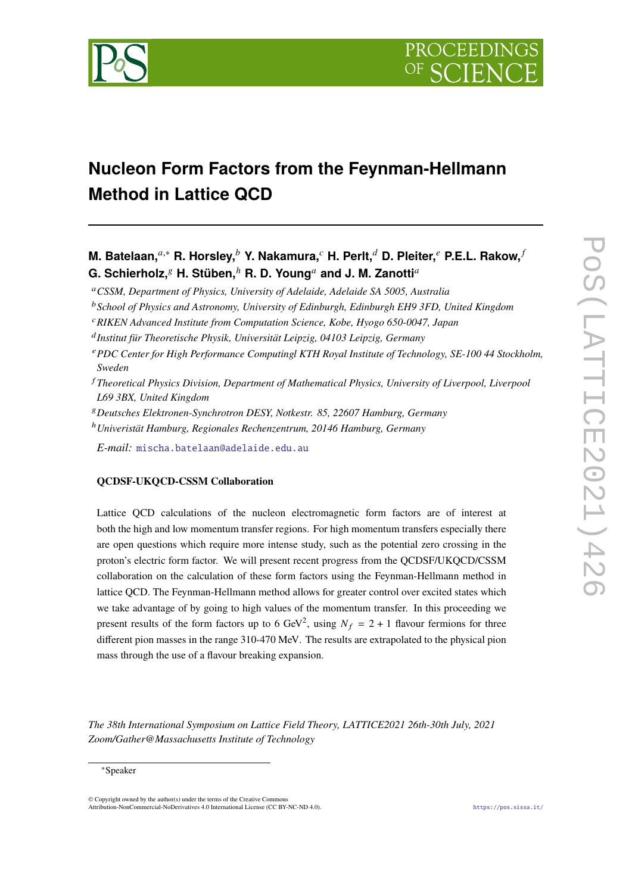# Nucleon Form Factors from the Feynman-Hellmann Method in Lattice QCD

**M. Batelaan,**[a,∗] **R. Horsley,**[b] **Y. Nakamura,**[c] **H. Perlt,**[d] **D. Pleiter,**[e] **P.E.L. Rakow,**[f] **G. Schierholz,**[g] **H. Stüben,**[h] **R. D. Young**[a] **and J. M. Zanotti**[a]

[a] *CSSM, Department of Physics, University of Adelaide, Adelaide SA 5005, Australia*

[b] *School of Physics and Astronomy, University of Edinburgh, Edinburgh EH9 3FD, United Kingdom*

[c] *RIKEN Advanced Institute from Computation Science, Kobe, Hyogo 650-0047, Japan*

[d] *Institut für Theoretische Physik, Universität Leipzig, 04103 Leipzig, Germany*

[e] *PDC Center for High Performance Computingl KTH Royal Institute of Technology, SE-100 44 Stockholm, Sweden*

[f] *Theoretical Physics Division, Department of Mathematical Physics, University of Liverpool, Liverpool L69 3BX, United Kingdom*

[g] *Deutsches Elektronen-Synchrotron DESY, Notkestr. 85, 22607 Hamburg, Germany*

[h] *Univeristät Hamburg, Regionales Rechenzentrum, 20146 Hamburg, Germany*

*E-mail:* mischa.batelaan@adelaide.edu.au

**QCDSF-UKQCD-CSSM Collaboration**

Lattice QCD calculations of the nucleon electromagnetic form factors are of interest at both the high and low momentum transfer regions. For high momentum transfers especially there are open questions which require more intense study, such as the potential zero crossing in the proton's electric form factor. We will present recent progress from the QCDSF/UKQCD/CSSM collaboration on the calculation of these form factors using the Feynman-Hellmann method in lattice QCD. The Feynman-Hellmann method allows for greater control over excited states which we take advantage of by going to high values of the momentum transfer. In this proceeding we present results of the form factors up to 6 $\text{GeV}^2$, using $N_f = 2 + 1$ flavour fermions for three different pion masses in the range 310-470 MeV. The results are extrapolated to the physical pion mass through the use of a flavour breaking expansion.

*The 38th International Symposium on Lattice Field Theory, LATTICE2021 26th-30th July, 2021 Zoom/Gather@Massachusetts Institute of Technology*

∗Speaker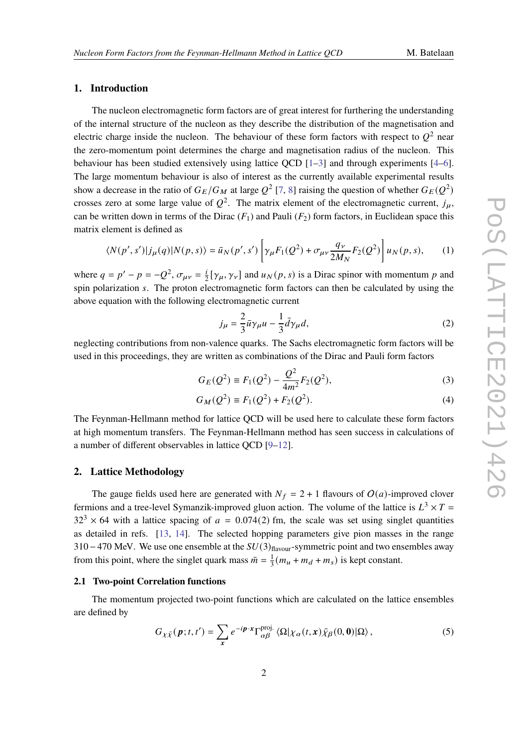## 1. Introduction

The nucleon electromagnetic form factors are of great interest for furthering the understanding of the internal structure of the nucleon as they describe the distribution of the magnetisation and electric charge inside the nucleon. The behaviour of these form factors with respect to $Q^2$ near the zero-momentum point determines the charge and magnetisation radius of the nucleon. This behaviour has been studied extensively using lattice QCD [1–3] and through experiments [4–6]. The large momentum behaviour is also of interest as the currently available experimental results show a decrease in the ratio of $G_E/G_M$ at large $Q^2$ [7, 8] raising the question of whether $G_E(Q^2)$ crosses zero at some large value of $Q^2$. The matrix element of the electromagnetic current, $j_\mu$, can be written down in terms of the Dirac ($F_1$) and Pauli ($F_2$) form factors, in Euclidean space this matrix element is defined as

$$\langle N(p', s')|j_\mu(q)|N(p, s)\rangle = \bar{u}_N(p', s')\left[\gamma_\mu F_1(Q^2) + \sigma_{\mu\nu}\frac{q_\nu}{2M_N}F_2(Q^2)\right]u_N(p, s), \tag{1}$$

where $q = p' - p = -Q^2$, $\sigma_{\mu\nu} = \frac{i}{2}[\gamma_\mu, \gamma_\nu]$ and $u_N(p, s)$ is a Dirac spinor with momentum $p$ and spin polarization $s$. The proton electromagnetic form factors can then be calculated by using the above equation with the following electromagnetic current

$$j_\mu = \frac{2}{3}\bar{u}\gamma_\mu u - \frac{1}{3}\bar{d}\gamma_\mu d, \tag{2}$$

neglecting contributions from non-valence quarks. The Sachs electromagnetic form factors will be used in this proceedings, they are written as combinations of the Dirac and Pauli form factors

$$G_E(Q^2) \equiv F_1(Q^2) - \frac{Q^2}{4m^2}F_2(Q^2), \tag{3}$$

$$G_M(Q^2) \equiv F_1(Q^2) + F_2(Q^2). \tag{4}$$

The Feynman-Hellmann method for lattice QCD will be used here to calculate these form factors at high momentum transfers. The Feynman-Hellmann method has seen success in calculations of a number of different observables in lattice QCD [9–12].

## 2. Lattice Methodology

The gauge fields used here are generated with $N_f = 2 + 1$ flavours of $O(a)$-improved clover fermions and a tree-level Symanzik-improved gluon action. The volume of the lattice is $L^3 \times T = 32^3 \times 64$ with a lattice spacing of $a = 0.074(2)$ fm, the scale was set using singlet quantities as detailed in refs. [13, 14]. The selected hopping parameters give pion masses in the range 310 – 470 MeV. We use one ensemble at the $SU(3)_{\text{flavour}}$-symmetric point and two ensembles away from this point, where the singlet quark mass $\bar{m} = \frac{1}{3}(m_u + m_d + m_s)$ is kept constant.

### 2.1 Two-point Correlation functions

The momentum projected two-point functions which are calculated on the lattice ensembles are defined by

$$G_{\chi\bar{\chi}}(\boldsymbol{p}; t, t') = \sum_{\boldsymbol{x}} e^{-i\boldsymbol{p}\cdot\boldsymbol{x}}\Gamma^{\text{proj.}}_{\alpha\beta}\langle\Omega|\chi_\alpha(t, \boldsymbol{x})\bar{\chi}_\beta(0, \boldsymbol{0})|\Omega\rangle\,, \tag{5}$$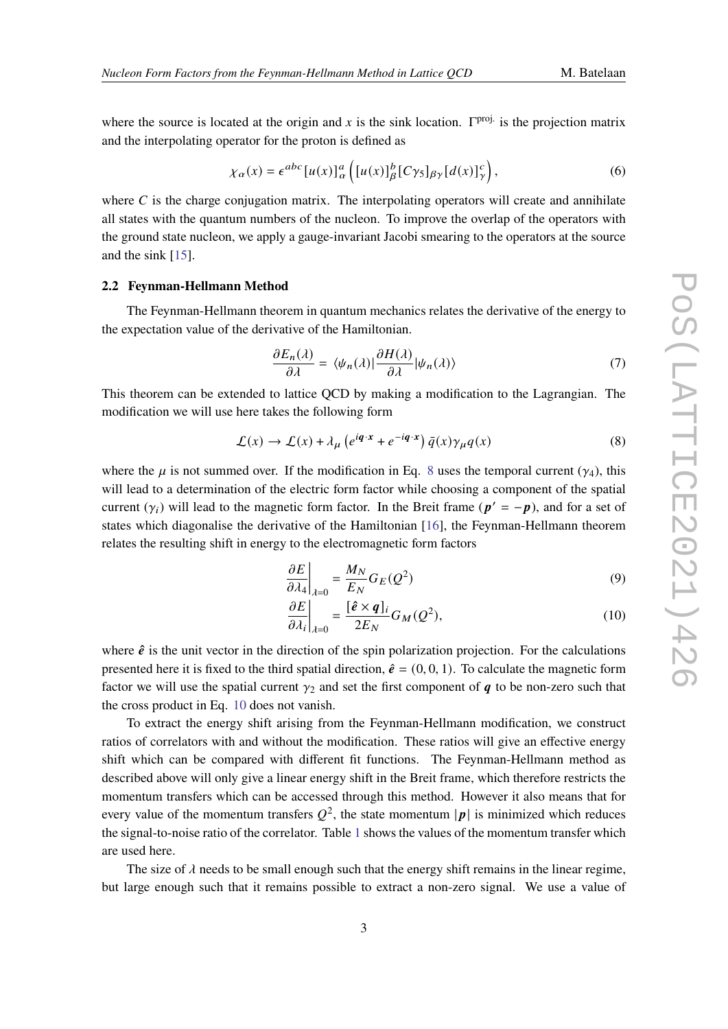where the source is located at the origin and $x$ is the sink location. $\Gamma^{\text{proj.}}$ is the projection matrix and the interpolating operator for the proton is defined as

$$\chi_\alpha(x) = \epsilon^{abc}[u(x)]^a_\alpha \left([u(x)]^b_\beta [C\gamma_5]_{\beta\gamma}[d(x)]^c_\gamma\right), \tag{6}$$

where $C$ is the charge conjugation matrix. The interpolating operators will create and annihilate all states with the quantum numbers of the nucleon. To improve the overlap of the operators with the ground state nucleon, we apply a gauge-invariant Jacobi smearing to the operators at the source and the sink [15].

### 2.2 Feynman-Hellmann Method

The Feynman-Hellmann theorem in quantum mechanics relates the derivative of the energy to the expectation value of the derivative of the Hamiltonian.

$$\frac{\partial E_n(\lambda)}{\partial \lambda} = \langle \psi_n(\lambda)|\frac{\partial H(\lambda)}{\partial \lambda}|\psi_n(\lambda)\rangle \tag{7}$$

This theorem can be extended to lattice QCD by making a modification to the Lagrangian. The modification we will use here takes the following form

$$\mathcal{L}(x) \to \mathcal{L}(x) + \lambda_\mu \left(e^{i\boldsymbol{q}\cdot\boldsymbol{x}} + e^{-i\boldsymbol{q}\cdot\boldsymbol{x}}\right)\bar{q}(x)\gamma_\mu q(x) \tag{8}$$

where the $\mu$ is not summed over. If the modification in Eq. 8 uses the temporal current ($\gamma_4$), this will lead to a determination of the electric form factor while choosing a component of the spatial current ($\gamma_i$) will lead to the magnetic form factor. In the Breit frame ($\boldsymbol{p}' = -\boldsymbol{p}$), and for a set of states which diagonalise the derivative of the Hamiltonian [16], the Feynman-Hellmann theorem relates the resulting shift in energy to the electromagnetic form factors

$$\left.\frac{\partial E}{\partial \lambda_4}\right|_{\lambda=0} = \frac{M_N}{E_N} G_E(Q^2) \tag{9}$$

$$\left.\frac{\partial E}{\partial \lambda_i}\right|_{\lambda=0} = \frac{[\hat{\boldsymbol{e}} \times \boldsymbol{q}]_i}{2E_N} G_M(Q^2), \tag{10}$$

where $\hat{\boldsymbol{e}}$ is the unit vector in the direction of the spin polarization projection. For the calculations presented here it is fixed to the third spatial direction, $\hat{\boldsymbol{e}} = (0, 0, 1)$. To calculate the magnetic form factor we will use the spatial current $\gamma_2$ and set the first component of $\boldsymbol{q}$ to be non-zero such that the cross product in Eq. 10 does not vanish.

To extract the energy shift arising from the Feynman-Hellmann modification, we construct ratios of correlators with and without the modification. These ratios will give an effective energy shift which can be compared with different fit functions. The Feynman-Hellmann method as described above will only give a linear energy shift in the Breit frame, which therefore restricts the momentum transfers which can be accessed through this method. However it also means that for every value of the momentum transfers $Q^2$, the state momentum $|\boldsymbol{p}|$ is minimized which reduces the signal-to-noise ratio of the correlator. Table 1 shows the values of the momentum transfer which are used here.

The size of $\lambda$ needs to be small enough such that the energy shift remains in the linear regime, but large enough such that it remains possible to extract a non-zero signal. We use a value of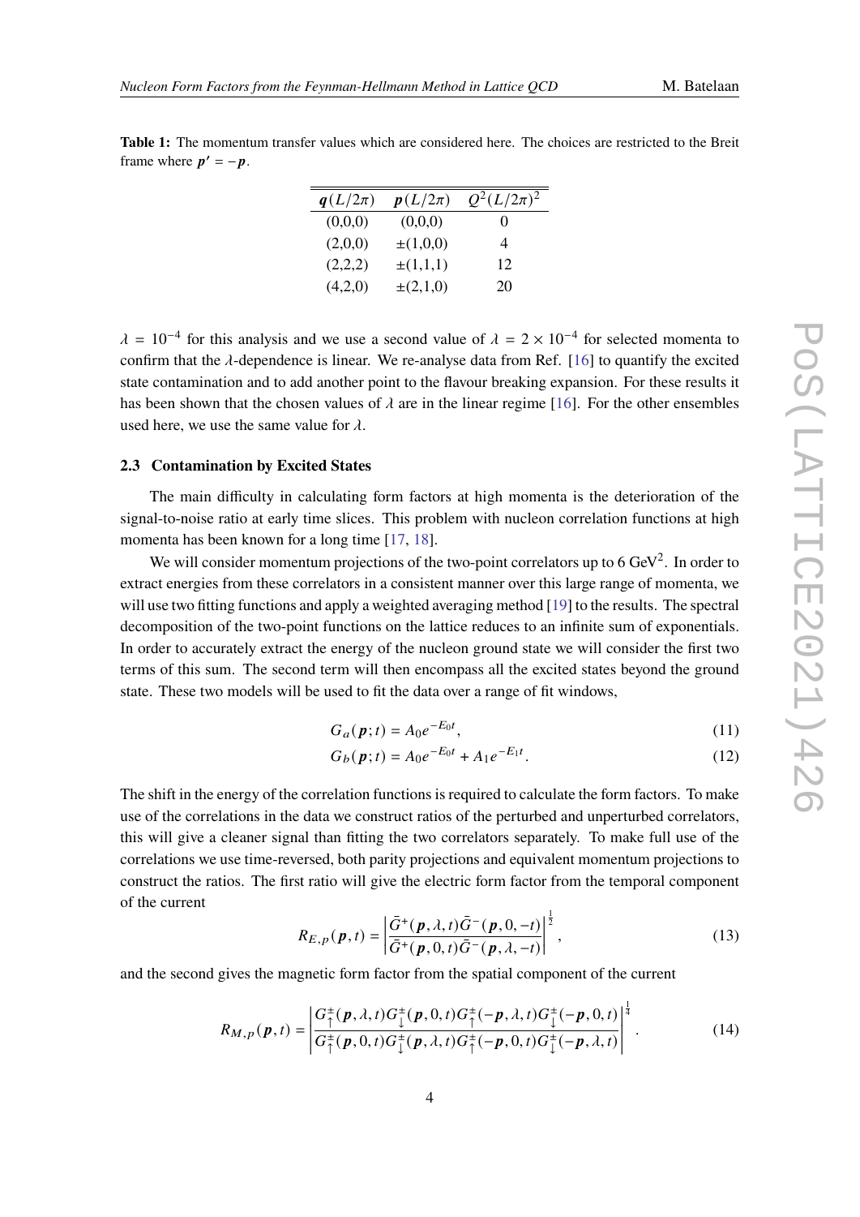**Table 1:** The momentum transfer values which are considered here. The choices are restricted to the Breit frame where $\boldsymbol{p'} = -\boldsymbol{p}$.

| $\boldsymbol{q}(L/2\pi)$ | $\boldsymbol{p}(L/2\pi)$ | $Q^2(L/2\pi)^2$ |
|---|---|---|
| (0,0,0) | (0,0,0) | 0 |
| (2,0,0) | ±(1,0,0) | 4 |
| (2,2,2) | ±(1,1,1) | 12 |
| (4,2,0) | ±(2,1,0) | 20 |

$\lambda = 10^{-4}$ for this analysis and we use a second value of $\lambda = 2 \times 10^{-4}$ for selected momenta to confirm that the $\lambda$-dependence is linear. We re-analyse data from Ref. [16] to quantify the excited state contamination and to add another point to the flavour breaking expansion. For these results it has been shown that the chosen values of $\lambda$ are in the linear regime [16]. For the other ensembles used here, we use the same value for $\lambda$.

### 2.3 Contamination by Excited States

The main difficulty in calculating form factors at high momenta is the deterioration of the signal-to-noise ratio at early time slices. This problem with nucleon correlation functions at high momenta has been known for a long time [17, 18].

We will consider momentum projections of the two-point correlators up to 6 GeV$^2$. In order to extract energies from these correlators in a consistent manner over this large range of momenta, we will use two fitting functions and apply a weighted averaging method [19] to the results. The spectral decomposition of the two-point functions on the lattice reduces to an infinite sum of exponentials. In order to accurately extract the energy of the nucleon ground state we will consider the first two terms of this sum. The second term will then encompass all the excited states beyond the ground state. These two models will be used to fit the data over a range of fit windows,

$$G_a(\boldsymbol{p};t) = A_0 e^{-E_0 t}, \tag{11}$$

$$G_b(\boldsymbol{p};t) = A_0 e^{-E_0 t} + A_1 e^{-E_1 t}. \tag{12}$$

The shift in the energy of the correlation functions is required to calculate the form factors. To make use of the correlations in the data we construct ratios of the perturbed and unperturbed correlators, this will give a cleaner signal than fitting the two correlators separately. To make full use of the correlations we use time-reversed, both parity projections and equivalent momentum projections to construct the ratios. The first ratio will give the electric form factor from the temporal component of the current

$$R_{E,p}(\boldsymbol{p},t) = \left| \frac{\bar{G}^{+}(\boldsymbol{p},\lambda,t)\bar{G}^{-}(\boldsymbol{p},0,-t)}{\bar{G}^{+}(\boldsymbol{p},0,t)\bar{G}^{-}(\boldsymbol{p},\lambda,-t)} \right|^{\frac{1}{2}}, \tag{13}$$

and the second gives the magnetic form factor from the spatial component of the current

$$R_{M,p}(\boldsymbol{p},t) = \left| \frac{G^{\pm}_{\uparrow}(\boldsymbol{p},\lambda,t)G^{\pm}_{\downarrow}(\boldsymbol{p},0,t)G^{\pm}_{\uparrow}(-\boldsymbol{p},\lambda,t)G^{\pm}_{\downarrow}(-\boldsymbol{p},0,t)}{G^{\pm}_{\uparrow}(\boldsymbol{p},0,t)G^{\pm}_{\downarrow}(\boldsymbol{p},\lambda,t)G^{\pm}_{\uparrow}(-\boldsymbol{p},0,t)G^{\pm}_{\downarrow}(-\boldsymbol{p},\lambda,t)} \right|^{\frac{1}{4}}. \tag{14}$$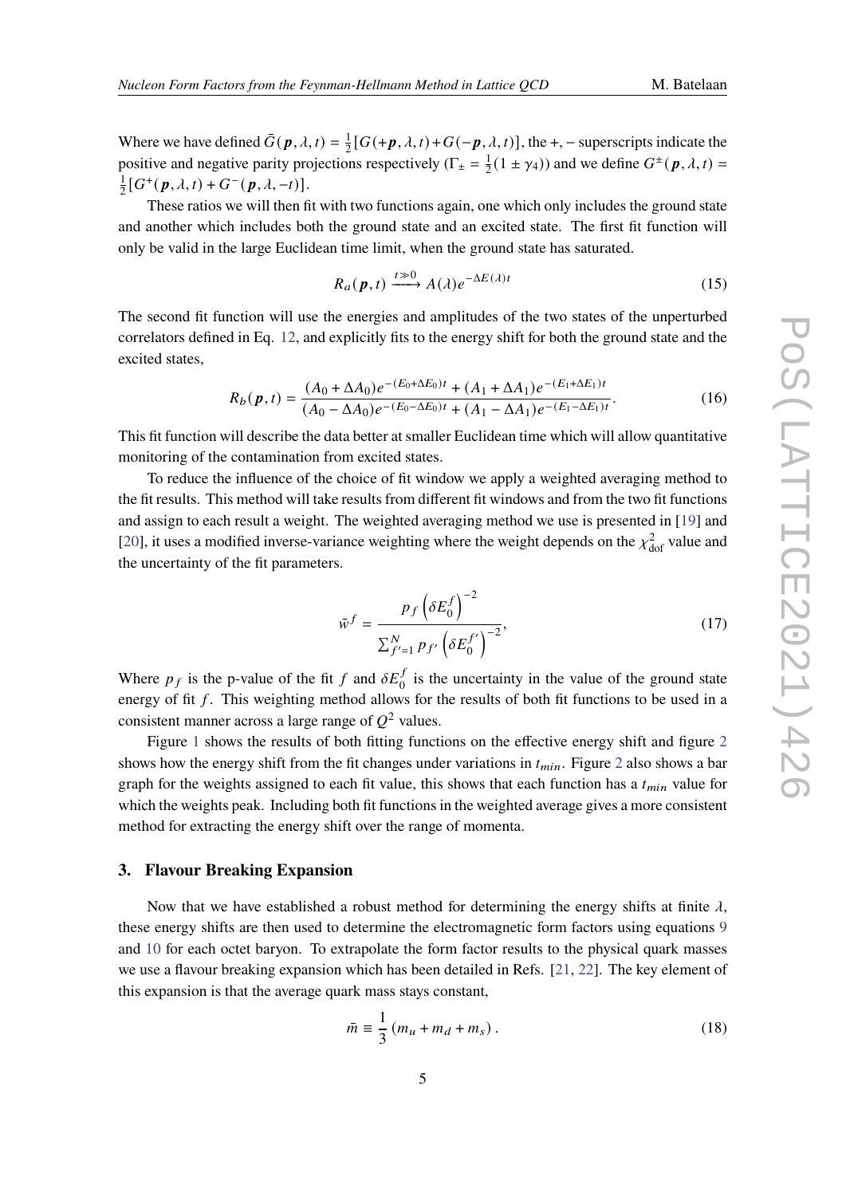Where we have defined $\bar{G}(\boldsymbol{p}, \lambda, t) = \frac{1}{2}[G(+\boldsymbol{p}, \lambda, t) + G(-\boldsymbol{p}, \lambda, t)]$, the $+, -$ superscripts indicate the positive and negative parity projections respectively ($\Gamma_{\pm} = \frac{1}{2}(1 \pm \gamma_4)$) and we define $G^{\pm}(\boldsymbol{p}, \lambda, t) = \frac{1}{2}[G^{+}(\boldsymbol{p}, \lambda, t) + G^{-}(\boldsymbol{p}, \lambda, -t)]$.

These ratios we will then fit with two functions again, one which only includes the ground state and another which includes both the ground state and an excited state. The first fit function will only be valid in the large Euclidean time limit, when the ground state has saturated.

$$R_a(\boldsymbol{p}, t) \xrightarrow{t \gg 0} A(\lambda) e^{-\Delta E(\lambda) t} \tag{15}$$

The second fit function will use the energies and amplitudes of the two states of the unperturbed correlators defined in Eq. 12, and explicitly fits to the energy shift for both the ground state and the excited states,

$$R_b(\boldsymbol{p}, t) = \frac{(A_0 + \Delta A_0) e^{-(E_0 + \Delta E_0) t} + (A_1 + \Delta A_1) e^{-(E_1 + \Delta E_1) t}}{(A_0 - \Delta A_0) e^{-(E_0 - \Delta E_0) t} + (A_1 - \Delta A_1) e^{-(E_1 - \Delta E_1) t}}. \tag{16}$$

This fit function will describe the data better at smaller Euclidean time which will allow quantitative monitoring of the contamination from excited states.

To reduce the influence of the choice of fit window we apply a weighted averaging method to the fit results. This method will take results from different fit windows and from the two fit functions and assign to each result a weight. The weighted averaging method we use is presented in [19] and [20], it uses a modified inverse-variance weighting where the weight depends on the $\chi^2_{\text{dof}}$ value and the uncertainty of the fit parameters.

$$\tilde{w}^f = \frac{p_f \left(\delta E_0^f\right)^{-2}}{\sum_{f'=1}^{N} p_{f'} \left(\delta E_0^{f'}\right)^{-2}}, \tag{17}$$

Where $p_f$ is the p-value of the fit $f$ and $\delta E_0^f$ is the uncertainty in the value of the ground state energy of fit $f$. This weighting method allows for the results of both fit functions to be used in a consistent manner across a large range of $Q^2$ values.

Figure 1 shows the results of both fitting functions on the effective energy shift and figure 2 shows how the energy shift from the fit changes under variations in $t_{min}$. Figure 2 also shows a bar graph for the weights assigned to each fit value, this shows that each function has a $t_{min}$ value for which the weights peak. Including both fit functions in the weighted average gives a more consistent method for extracting the energy shift over the range of momenta.

## 3. Flavour Breaking Expansion

Now that we have established a robust method for determining the energy shifts at finite $\lambda$, these energy shifts are then used to determine the electromagnetic form factors using equations 9 and 10 for each octet baryon. To extrapolate the form factor results to the physical quark masses we use a flavour breaking expansion which has been detailed in Refs. [21, 22]. The key element of this expansion is that the average quark mass stays constant,

$$\bar{m} \equiv \frac{1}{3}(m_u + m_d + m_s). \tag{18}$$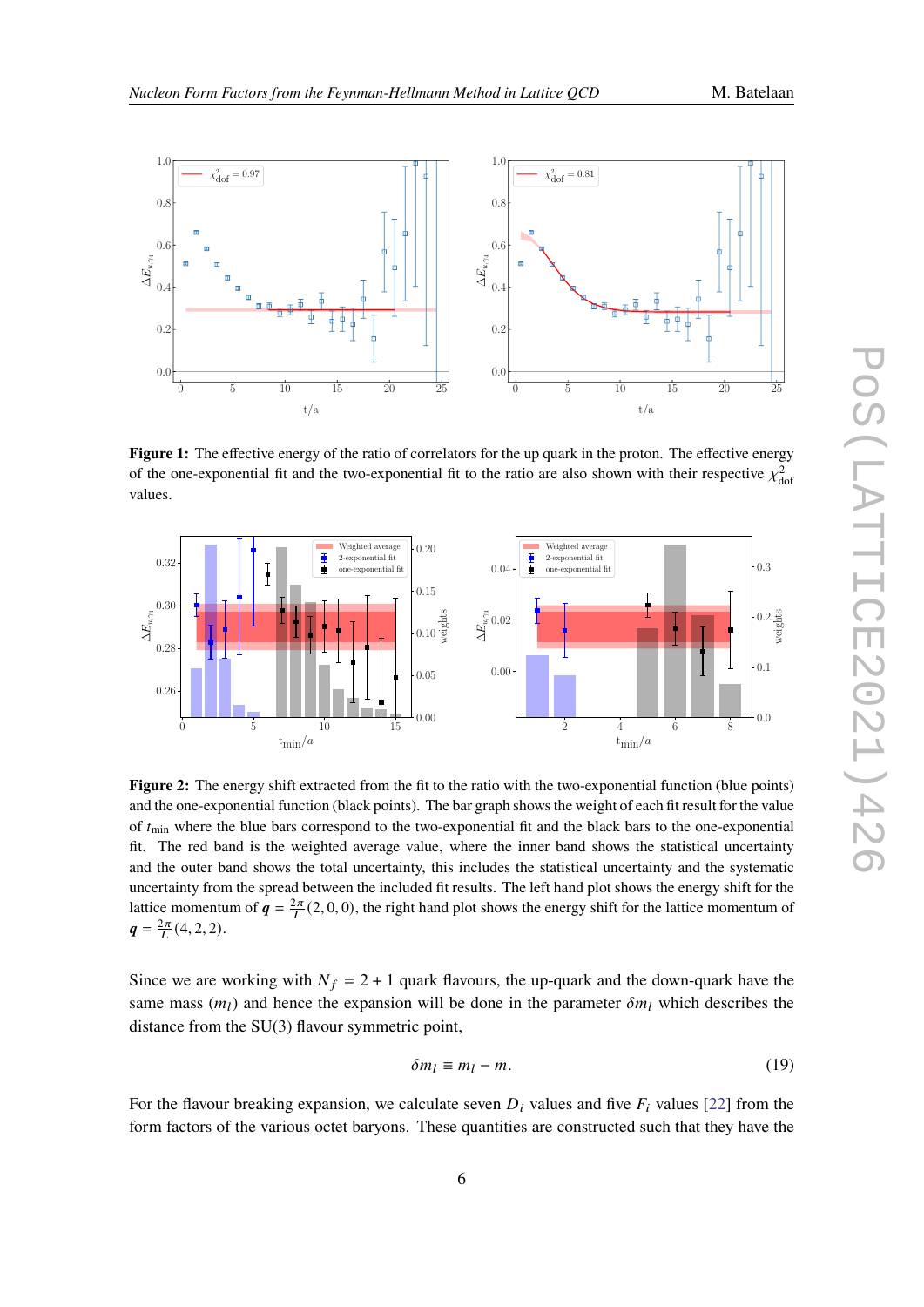**Figure 1:** The effective energy of the ratio of correlators for the up quark in the proton. The effective energy of the one-exponential fit and the two-exponential fit to the ratio are also shown with their respective $\chi^2_{\text{dof}}$ values.

**Figure 2:** The energy shift extracted from the fit to the ratio with the two-exponential function (blue points) and the one-exponential function (black points). The bar graph shows the weight of each fit result for the value of $t_{\text{min}}$ where the blue bars correspond to the two-exponential fit and the black bars to the one-exponential fit. The red band is the weighted average value, where the inner band shows the statistical uncertainty and the outer band shows the total uncertainty, this includes the statistical uncertainty and the systematic uncertainty from the spread between the included fit results. The left hand plot shows the energy shift for the lattice momentum of $\boldsymbol{q} = \frac{2\pi}{L}(2, 0, 0)$, the right hand plot shows the energy shift for the lattice momentum of $\boldsymbol{q} = \frac{2\pi}{L}(4, 2, 2)$.

Since we are working with $N_f = 2 + 1$ quark flavours, the up-quark and the down-quark have the same mass ($m_l$) and hence the expansion will be done in the parameter $\delta m_l$ which describes the distance from the SU(3) flavour symmetric point,

$$\delta m_l \equiv m_l - \bar{m}. \tag{19}$$

For the flavour breaking expansion, we calculate seven $D_i$ values and five $F_i$ values [22] from the form factors of the various octet baryons. These quantities are constructed such that they have the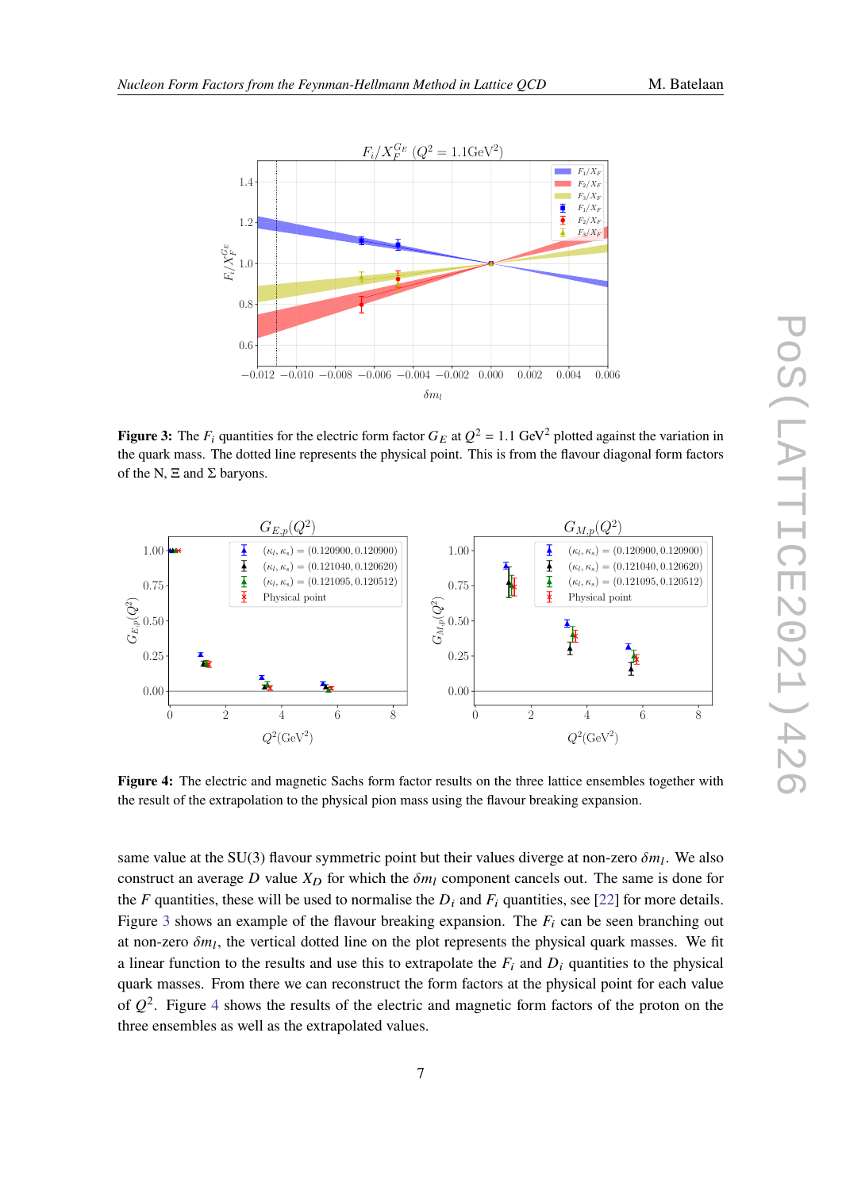**Figure 3:** The $F_i$ quantities for the electric form factor $G_E$ at $Q^2 = 1.1$ GeV$^2$ plotted against the variation in the quark mass. The dotted line represents the physical point. This is from the flavour diagonal form factors of the N, $\Xi$ and $\Sigma$ baryons.

**Figure 4:** The electric and magnetic Sachs form factor results on the three lattice ensembles together with the result of the extrapolation to the physical pion mass using the flavour breaking expansion.

same value at the SU(3) flavour symmetric point but their values diverge at non-zero $\delta m_l$. We also construct an average $D$ value $X_D$ for which the $\delta m_l$ component cancels out. The same is done for the $F$ quantities, these will be used to normalise the $D_i$ and $F_i$ quantities, see [22] for more details. Figure 3 shows an example of the flavour breaking expansion. The $F_i$ can be seen branching out at non-zero $\delta m_l$, the vertical dotted line on the plot represents the physical quark masses. We fit a linear function to the results and use this to extrapolate the $F_i$ and $D_i$ quantities to the physical quark masses. From there we can reconstruct the form factors at the physical point for each value of $Q^2$. Figure 4 shows the results of the electric and magnetic form factors of the proton on the three ensembles as well as the extrapolated values.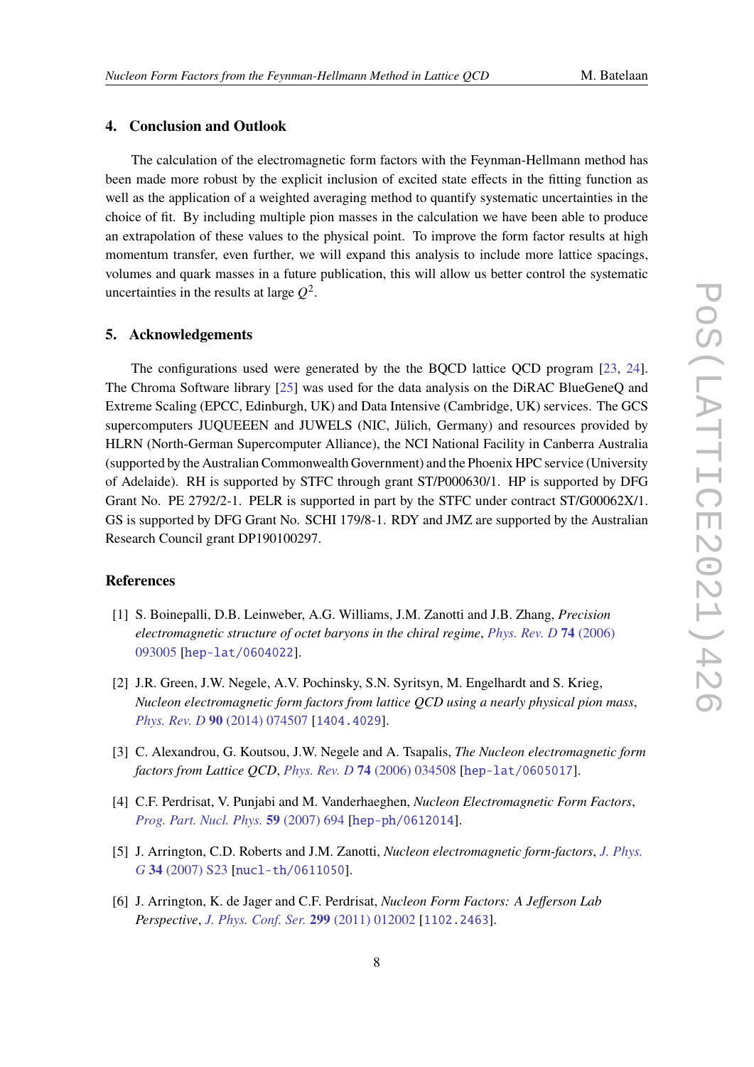## 4. Conclusion and Outlook

The calculation of the electromagnetic form factors with the Feynman-Hellmann method has been made more robust by the explicit inclusion of excited state effects in the fitting function as well as the application of a weighted averaging method to quantify systematic uncertainties in the choice of fit. By including multiple pion masses in the calculation we have been able to produce an extrapolation of these values to the physical point. To improve the form factor results at high momentum transfer, even further, we will expand this analysis to include more lattice spacings, volumes and quark masses in a future publication, this will allow us better control the systematic uncertainties in the results at large $Q^2$.

## 5. Acknowledgements

The configurations used were generated by the the BQCD lattice QCD program [23, 24]. The Chroma Software library [25] was used for the data analysis on the DiRAC BlueGeneQ and Extreme Scaling (EPCC, Edinburgh, UK) and Data Intensive (Cambridge, UK) services. The GCS supercomputers JUQUEEEN and JUWELS (NIC, Jülich, Germany) and resources provided by HLRN (North-German Supercomputer Alliance), the NCI National Facility in Canberra Australia (supported by the Australian Commonwealth Government) and the Phoenix HPC service (University of Adelaide). RH is supported by STFC through grant ST/P000630/1. HP is supported by DFG Grant No. PE 2792/2-1. PELR is supported in part by the STFC under contract ST/G00062X/1. GS is supported by DFG Grant No. SCHI 179/8-1. RDY and JMZ are supported by the Australian Research Council grant DP190100297.

## References

[1] S. Boinepalli, D.B. Leinweber, A.G. Williams, J.M. Zanotti and J.B. Zhang, *Precision electromagnetic structure of octet baryons in the chiral regime*, *Phys. Rev. D* **74** (2006) 093005 [hep-lat/0604022].

[2] J.R. Green, J.W. Negele, A.V. Pochinsky, S.N. Syritsyn, M. Engelhardt and S. Krieg, *Nucleon electromagnetic form factors from lattice QCD using a nearly physical pion mass*, *Phys. Rev. D* **90** (2014) 074507 [1404.4029].

[3] C. Alexandrou, G. Koutsou, J.W. Negele and A. Tsapalis, *The Nucleon electromagnetic form factors from Lattice QCD*, *Phys. Rev. D* **74** (2006) 034508 [hep-lat/0605017].

[4] C.F. Perdrisat, V. Punjabi and M. Vanderhaeghen, *Nucleon Electromagnetic Form Factors*, *Prog. Part. Nucl. Phys.* **59** (2007) 694 [hep-ph/0612014].

[5] J. Arrington, C.D. Roberts and J.M. Zanotti, *Nucleon electromagnetic form-factors*, *J. Phys. G* **34** (2007) S23 [nucl-th/0611050].

[6] J. Arrington, K. de Jager and C.F. Perdrisat, *Nucleon Form Factors: A Jefferson Lab Perspective*, *J. Phys. Conf. Ser.* **299** (2011) 012002 [1102.2463].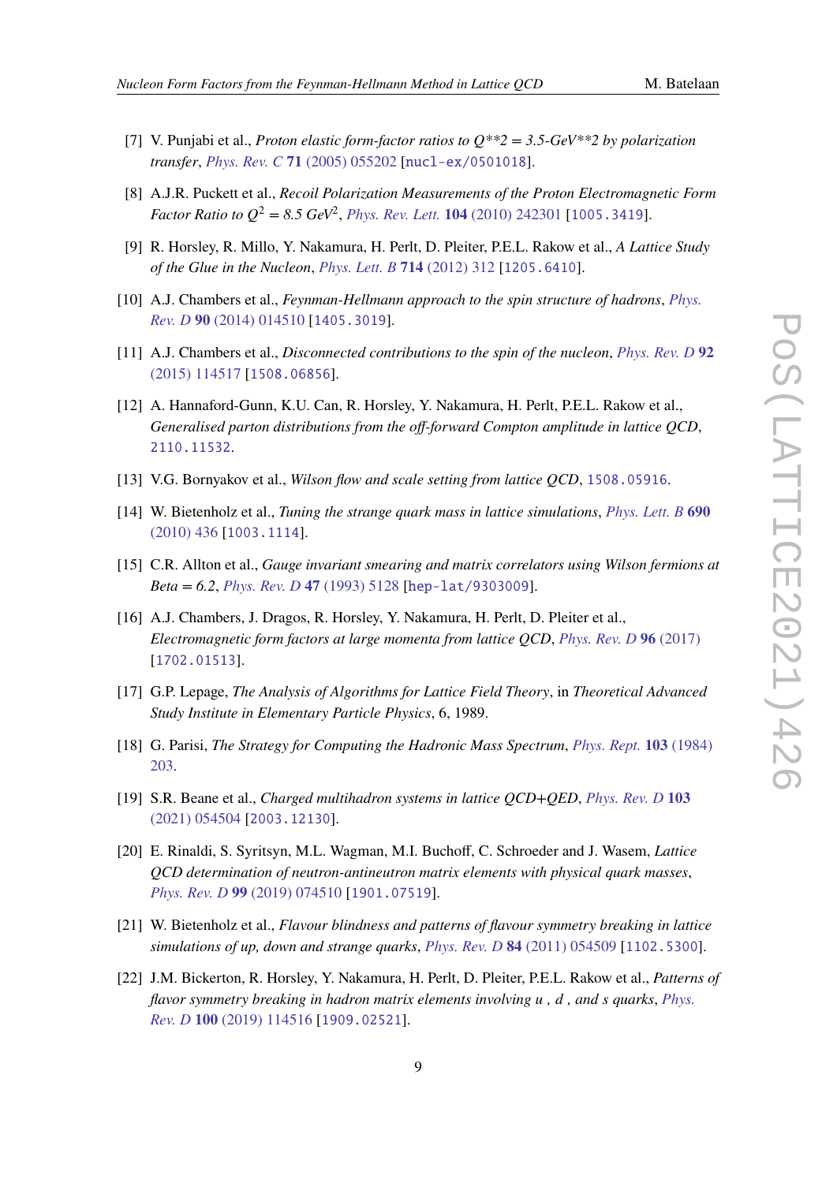[7] V. Punjabi et al., *Proton elastic form-factor ratios to Q**2 = 3.5-GeV**2 by polarization transfer*, Phys. Rev. C **71** (2005) 055202 [nucl-ex/0501018].

[8] A.J.R. Puckett et al., *Recoil Polarization Measurements of the Proton Electromagnetic Form Factor Ratio to $Q^2 = 8.5\ GeV^2$*, Phys. Rev. Lett. **104** (2010) 242301 [1005.3419].

[9] R. Horsley, R. Millo, Y. Nakamura, H. Perlt, D. Pleiter, P.E.L. Rakow et al., *A Lattice Study of the Glue in the Nucleon*, Phys. Lett. B **714** (2012) 312 [1205.6410].

[10] A.J. Chambers et al., *Feynman-Hellmann approach to the spin structure of hadrons*, Phys. Rev. D **90** (2014) 014510 [1405.3019].

[11] A.J. Chambers et al., *Disconnected contributions to the spin of the nucleon*, Phys. Rev. D **92** (2015) 114517 [1508.06856].

[12] A. Hannaford-Gunn, K.U. Can, R. Horsley, Y. Nakamura, H. Perlt, P.E.L. Rakow et al., *Generalised parton distributions from the off-forward Compton amplitude in lattice QCD*, 2110.11532.

[13] V.G. Bornyakov et al., *Wilson flow and scale setting from lattice QCD*, 1508.05916.

[14] W. Bietenholz et al., *Tuning the strange quark mass in lattice simulations*, Phys. Lett. B **690** (2010) 436 [1003.1114].

[15] C.R. Allton et al., *Gauge invariant smearing and matrix correlators using Wilson fermions at Beta = 6.2*, Phys. Rev. D **47** (1993) 5128 [hep-lat/9303009].

[16] A.J. Chambers, J. Dragos, R. Horsley, Y. Nakamura, H. Perlt, D. Pleiter et al., *Electromagnetic form factors at large momenta from lattice QCD*, Phys. Rev. D **96** (2017) [1702.01513].

[17] G.P. Lepage, *The Analysis of Algorithms for Lattice Field Theory*, in *Theoretical Advanced Study Institute in Elementary Particle Physics*, 6, 1989.

[18] G. Parisi, *The Strategy for Computing the Hadronic Mass Spectrum*, Phys. Rept. **103** (1984) 203.

[19] S.R. Beane et al., *Charged multihadron systems in lattice QCD+QED*, Phys. Rev. D **103** (2021) 054504 [2003.12130].

[20] E. Rinaldi, S. Syritsyn, M.L. Wagman, M.I. Buchoff, C. Schroeder and J. Wasem, *Lattice QCD determination of neutron-antineutron matrix elements with physical quark masses*, Phys. Rev. D **99** (2019) 074510 [1901.07519].

[21] W. Bietenholz et al., *Flavour blindness and patterns of flavour symmetry breaking in lattice simulations of up, down and strange quarks*, Phys. Rev. D **84** (2011) 054509 [1102.5300].

[22] J.M. Bickerton, R. Horsley, Y. Nakamura, H. Perlt, D. Pleiter, P.E.L. Rakow et al., *Patterns of flavor symmetry breaking in hadron matrix elements involving u , d , and s quarks*, Phys. Rev. D **100** (2019) 114516 [1909.02521].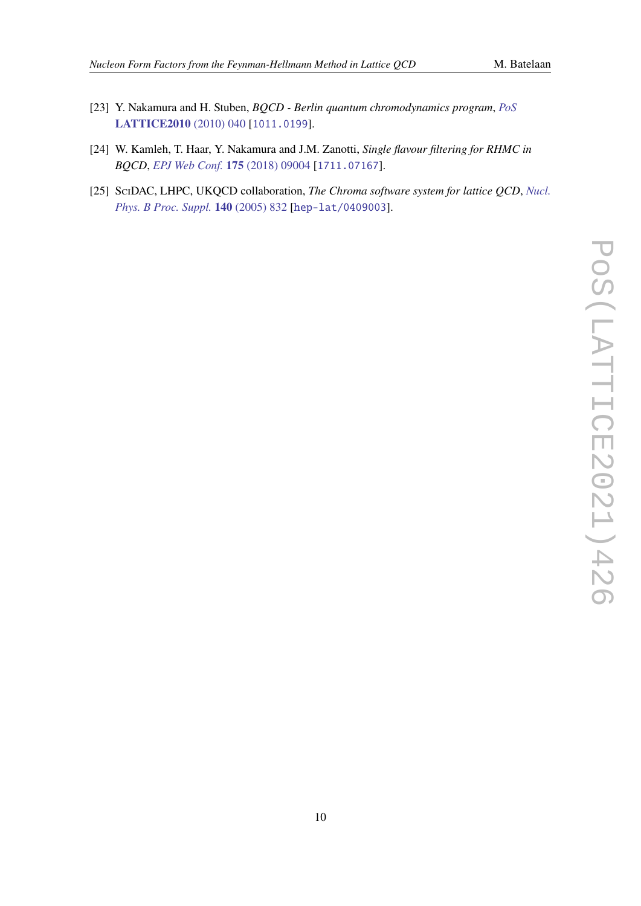[23] Y. Nakamura and H. Stuben, *BQCD - Berlin quantum chromodynamics program*, *PoS* **LATTICE2010** (2010) 040 [1011.0199].

[24] W. Kamleh, T. Haar, Y. Nakamura and J.M. Zanotti, *Single flavour filtering for RHMC in BQCD*, *EPJ Web Conf.* **175** (2018) 09004 [1711.07167].

[25] SciDAC, LHPC, UKQCD collaboration, *The Chroma software system for lattice QCD*, *Nucl. Phys. B Proc. Suppl.* **140** (2005) 832 [hep-lat/0409003].